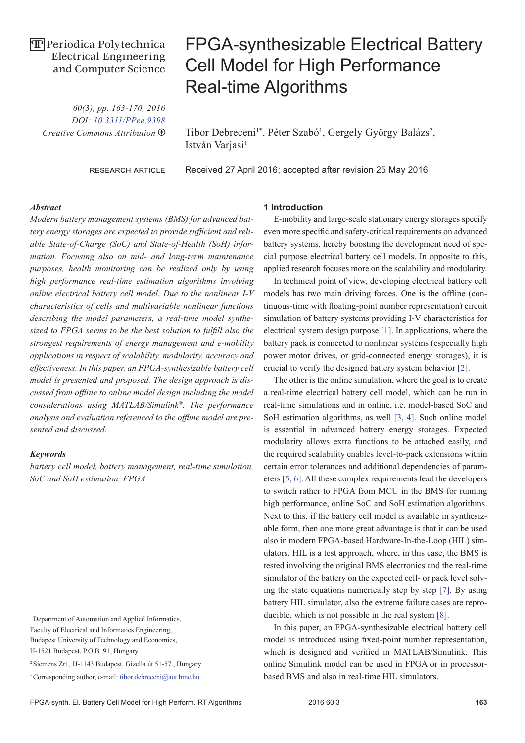Periodica Polytechnica Electrical Engineering and Computer Science

60(3), pp. 163-170, 2016
DOI: 10.3311/PPee.9398
Creative Commons Attribution

RESEARCH ARTICLE

# FPGA-synthesizable Electrical Battery Cell Model for High Performance Real-time Algorithms

Tibor Debreceni[1*], Péter Szabó[1], Gergely György Balázs[2], István Varjasi[1]

Received 27 April 2016; accepted after revision 25 May 2016

### *Abstract*

*Modern battery management systems (BMS) for advanced battery energy storages are expected to provide sufficient and reliable State-of-Charge (SoC) and State-of-Health (SoH) information. Focusing also on mid- and long-term maintenance purposes, health monitoring can be realized only by using high performance real-time estimation algorithms involving online electrical battery cell model. Due to the nonlinear I-V characteristics of cells and multivariable nonlinear functions describing the model parameters, a real-time model synthesized to FPGA seems to be the best solution to fulfill also the strongest requirements of energy management and e-mobility applications in respect of scalability, modularity, accuracy and effectiveness. In this paper, an FPGA-synthesizable battery cell model is presented and proposed. The design approach is discussed from offline to online model design including the model considerations using MATLAB/Simulink®. The performance analysis and evaluation referenced to the offline model are presented and discussed.*

### *Keywords*

*battery cell model, battery management, real-time simulation, SoC and SoH estimation, FPGA*

[1] Department of Automation and Applied Informatics,
Faculty of Electrical and Informatics Engineering,
Budapest University of Technology and Economics,
H-1521 Budapest, P.O.B. 91, Hungary

[2] Siemens Zrt., H-1143 Budapest, Gizella út 51-57., Hungary

[*] Corresponding author, e-mail: tibor.debreceni@aut.bme.hu

## 1 Introduction

E-mobility and large-scale stationary energy storages specify even more specific and safety-critical requirements on advanced battery systems, hereby boosting the development need of special purpose electrical battery cell models. In opposite to this, applied research focuses more on the scalability and modularity.

In technical point of view, developing electrical battery cell models has two main driving forces. One is the offline (continuous-time with floating-point number representation) circuit simulation of battery systems providing I-V characteristics for electrical system design purpose [1]. In applications, where the battery pack is connected to nonlinear systems (especially high power motor drives, or grid-connected energy storages), it is crucial to verify the designed battery system behavior [2].

The other is the online simulation, where the goal is to create a real-time electrical battery cell model, which can be run in real-time simulations and in online, i.e. model-based SoC and SoH estimation algorithms, as well [3, 4]. Such online model is essential in advanced battery energy storages. Expected modularity allows extra functions to be attached easily, and the required scalability enables level-to-pack extensions within certain error tolerances and additional dependencies of parameters [5, 6]. All these complex requirements lead the developers to switch rather to FPGA from MCU in the BMS for running high performance, online SoC and SoH estimation algorithms. Next to this, if the battery cell model is available in synthesizable form, then one more great advantage is that it can be used also in modern FPGA-based Hardware-In-the-Loop (HIL) simulators. HIL is a test approach, where, in this case, the BMS is tested involving the original BMS electronics and the real-time simulator of the battery on the expected cell- or pack level solving the state equations numerically step by step [7]. By using battery HIL simulator, also the extreme failure cases are reproducible, which is not possible in the real system [8].

In this paper, an FPGA-synthesizable electrical battery cell model is introduced using fixed-point number representation, which is designed and verified in MATLAB/Simulink. This online Simulink model can be used in FPGA or in processor-based BMS and also in real-time HIL simulators.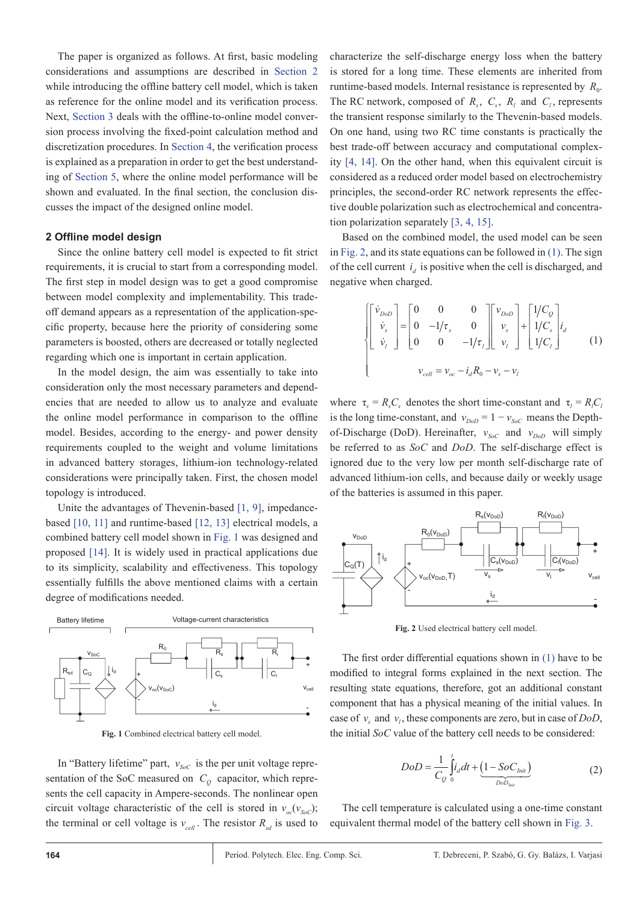The paper is organized as follows. At first, basic modeling considerations and assumptions are described in Section 2 while introducing the offline battery cell model, which is taken as reference for the online model and its verification process. Next, Section 3 deals with the offline-to-online model conversion process involving the fixed-point calculation method and discretization procedures. In Section 4, the verification process is explained as a preparation in order to get the best understanding of Section 5, where the online model performance will be shown and evaluated. In the final section, the conclusion discusses the impact of the designed online model.

## 2 Offline model design

Since the online battery cell model is expected to fit strict requirements, it is crucial to start from a corresponding model. The first step in model design was to get a good compromise between model complexity and implementability. This trade-off demand appears as a representation of the application-specific property, because here the priority of considering some parameters is boosted, others are decreased or totally neglected regarding which one is important in certain application.

In the model design, the aim was essentially to take into consideration only the most necessary parameters and dependencies that are needed to allow us to analyze and evaluate the online model performance in comparison to the offline model. Besides, according to the energy- and power density requirements coupled to the weight and volume limitations in advanced battery storages, lithium-ion technology-related considerations were principally taken. First, the chosen model topology is introduced.

Unite the advantages of Thevenin-based [1, 9], impedance-based [10, 11] and runtime-based [12, 13] electrical models, a combined battery cell model shown in Fig. 1 was designed and proposed [14]. It is widely used in practical applications due to its simplicity, scalability and effectiveness. This topology essentially fulfills the above mentioned claims with a certain degree of modifications needed.

**Fig. 1** Combined electrical battery cell model.

In "Battery lifetime" part, $v_{SoC}$ is the per unit voltage representation of the SoC measured on $C_Q$ capacitor, which represents the cell capacity in Ampere-seconds. The nonlinear open circuit voltage characteristic of the cell is stored in $v_{oc}(v_{SoC})$; the terminal or cell voltage is $v_{cell}$. The resistor $R_{sd}$ is used to characterize the self-discharge energy loss when the battery is stored for a long time. These elements are inherited from runtime-based models. Internal resistance is represented by $R_0$. The RC network, composed of $R_s$, $C_s$, $R_l$ and $C_l$, represents the transient response similarly to the Thevenin-based models. On one hand, using two RC time constants is practically the best trade-off between accuracy and computational complexity [4, 14]. On the other hand, when this equivalent circuit is considered as a reduced order model based on electrochemistry principles, the second-order RC network represents the effective double polarization such as electrochemical and concentration polarization separately [3, 4, 15].

Based on the combined model, the used model can be seen in Fig. 2, and its state equations can be followed in (1). The sign of the cell current $i_d$ is positive when the cell is discharged, and negative when charged.

$$\begin{cases} \begin{bmatrix} \dot{v}_{DoD} \\ \dot{v}_s \\ \dot{v}_l \end{bmatrix} = \begin{bmatrix} 0 & 0 & 0 \\ 0 & -1/\tau_s & 0 \\ 0 & 0 & -1/\tau_l \end{bmatrix} \begin{bmatrix} v_{DoD} \\ v_s \\ v_l \end{bmatrix} + \begin{bmatrix} 1/C_Q \\ 1/C_s \\ 1/C_l \end{bmatrix} i_d \\ \\ v_{cell} = v_{oc} - i_d R_0 - v_s - v_l \end{cases} \tag{1}$$

where $\tau_s = R_s C_s$ denotes the short time-constant and $\tau_l = R_l C_l$ is the long time-constant, and $v_{DoD} = 1 - v_{SoC}$ means the Depth-of-Discharge (DoD). Hereinafter, $v_{SoC}$ and $v_{DoD}$ will simply be referred to as *SoC* and *DoD*. The self-discharge effect is ignored due to the very low per month self-discharge rate of advanced lithium-ion cells, and because daily or weekly usage of the batteries is assumed in this paper.

**Fig. 2** Used electrical battery cell model.

The first order differential equations shown in (1) have to be modified to integral forms explained in the next section. The resulting state equations, therefore, got an additional constant component that has a physical meaning of the initial values. In case of $v_s$ and $v_l$, these components are zero, but in case of *DoD*, the initial *SoC* value of the battery cell needs to be considered:

$$DoD = \frac{1}{C_Q}\int_0^t i_d dt + \underbrace{\left(1 - SoC_{Init}\right)}_{DoD_{Init}} \tag{2}$$

The cell temperature is calculated using a one-time constant equivalent thermal model of the battery cell shown in Fig. 3.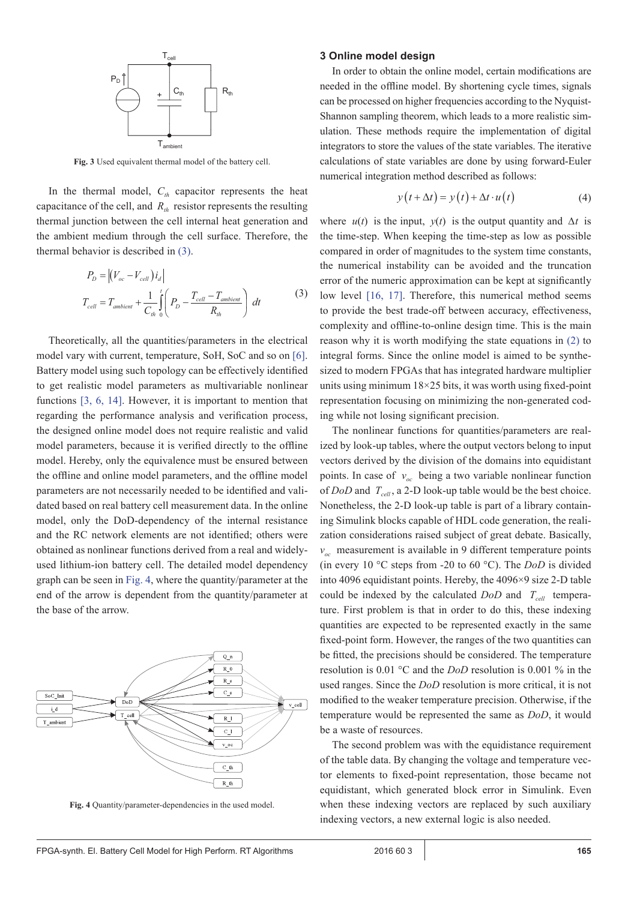Fig. 3 Used equivalent thermal model of the battery cell.

In the thermal model, $C_{th}$ capacitor represents the heat capacitance of the cell, and $R_{th}$ resistor represents the resulting thermal junction between the cell internal heat generation and the ambient medium through the cell surface. Therefore, the thermal behavior is described in (3).

$$
\begin{aligned}
P_D &= \left|\left(V_{oc} - V_{cell}\right) i_d\right| \\
T_{cell} &= T_{ambient} + \frac{1}{C_{th}} \int_0^t \left( P_D - \frac{T_{cell} - T_{ambient}}{R_{th}} \right) dt
\end{aligned}
\tag{3}
$$

Theoretically, all the quantities/parameters in the electrical model vary with current, temperature, SoH, SoC and so on [6]. Battery model using such topology can be effectively identified to get realistic model parameters as multivariable nonlinear functions [3, 6, 14]. However, it is important to mention that regarding the performance analysis and verification process, the designed online model does not require realistic and valid model parameters, because it is verified directly to the offline model. Hereby, only the equivalence must be ensured between the offline and online model parameters, and the offline model parameters are not necessarily needed to be identified and validated based on real battery cell measurement data. In the online model, only the DoD-dependency of the internal resistance and the RC network elements are not identified; others were obtained as nonlinear functions derived from a real and widely-used lithium-ion battery cell. The detailed model dependency graph can be seen in Fig. 4, where the quantity/parameter at the end of the arrow is dependent from the quantity/parameter at the base of the arrow.

Fig. 4 Quantity/parameter-dependencies in the used model.

## 3 Online model design

In order to obtain the online model, certain modifications are needed in the offline model. By shortening cycle times, signals can be processed on higher frequencies according to the Nyquist-Shannon sampling theorem, which leads to a more realistic simulation. These methods require the implementation of digital integrators to store the values of the state variables. The iterative calculations of state variables are done by using forward-Euler numerical integration method described as follows:

$$
y(t + \Delta t) = y(t) + \Delta t \cdot u(t) \tag{4}
$$

where $u(t)$ is the input, $y(t)$ is the output quantity and $\Delta t$ is the time-step. When keeping the time-step as low as possible compared in order of magnitudes to the system time constants, the numerical instability can be avoided and the truncation error of the numeric approximation can be kept at significantly low level [16, 17]. Therefore, this numerical method seems to provide the best trade-off between accuracy, effectiveness, complexity and offline-to-online design time. This is the main reason why it is worth modifying the state equations in (2) to integral forms. Since the online model is aimed to be synthesized to modern FPGAs that has integrated hardware multiplier units using minimum 18×25 bits, it was worth using fixed-point representation focusing on minimizing the non-generated coding while not losing significant precision.

The nonlinear functions for quantities/parameters are realized by look-up tables, where the output vectors belong to input vectors derived by the division of the domains into equidistant points. In case of $v_{oc}$ being a two variable nonlinear function of *DoD* and $T_{cell}$, a 2-D look-up table would be the best choice. Nonetheless, the 2-D look-up table is part of a library containing Simulink blocks capable of HDL code generation, the realization considerations raised subject of great debate. Basically, $v_{oc}$ measurement is available in 9 different temperature points (in every 10 °C steps from -20 to 60 °C). The *DoD* is divided into 4096 equidistant points. Hereby, the 4096×9 size 2-D table could be indexed by the calculated *DoD* and $T_{cell}$ temperature. First problem is that in order to do this, these indexing quantities are expected to be represented exactly in the same fixed-point form. However, the ranges of the two quantities can be fitted, the precisions should be considered. The temperature resolution is 0.01 °C and the *DoD* resolution is 0.001 % in the used ranges. Since the *DoD* resolution is more critical, it is not modified to the weaker temperature precision. Otherwise, if the temperature would be represented the same as *DoD*, it would be a waste of resources.

The second problem was with the equidistance requirement of the table data. By changing the voltage and temperature vector elements to fixed-point representation, those became not equidistant, which generated block error in Simulink. Even when these indexing vectors are replaced by such auxiliary indexing vectors, a new external logic is also needed.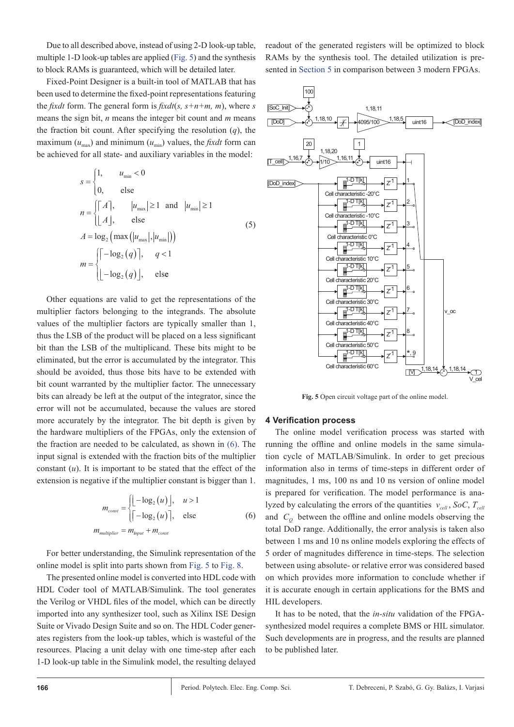Due to all described above, instead of using 2-D look-up table, multiple 1-D look-up tables are applied (Fig. 5) and the synthesis to block RAMs is guaranteed, which will be detailed later.

Fixed-Point Designer is a built-in tool of MATLAB that has been used to determine the fixed-point representations featuring the *fixdt* form. The general form is *fixdt*(*s, s*+*n*+*m, m*), where *s* means the sign bit, *n* means the integer bit count and *m* means the fraction bit count. After specifying the resolution ($q$), the maximum ($u_{\max}$) and minimum ($u_{\min}$) values, the *fixdt* form can be achieved for all state- and auxiliary variables in the model:

$$
\begin{aligned}
s &= \begin{cases} 1, & u_{\min} < 0 \\ 0, & \text{else} \end{cases} \\
n &= \begin{cases} \lceil A \rceil, & |u_{\max}| \geq 1 \text{ and } |u_{\min}| \geq 1 \\ \lfloor A \rfloor, & \text{else} \end{cases} \\
A &= \log_2 \left( \max \left( |u_{\max}|, |u_{\min}| \right) \right) \\
m &= \begin{cases} \lceil -\log_2(q) \rceil, & q < 1 \\ \lfloor -\log_2(q) \rfloor, & \text{else} \end{cases}
\end{aligned}
\tag{5}
$$

Other equations are valid to get the representations of the multiplier factors belonging to the integrands. The absolute values of the multiplier factors are typically smaller than 1, thus the LSB of the product will be placed on a less significant bit than the LSB of the multiplicand. These bits might to be eliminated, but the error is accumulated by the integrator. This should be avoided, thus those bits have to be extended with bit count warranted by the multiplier factor. The unnecessary bits can already be left at the output of the integrator, since the error will not be accumulated, because the values are stored more accurately by the integrator. The bit depth is given by the hardware multipliers of the FPGAs, only the extension of the fraction are needed to be calculated, as shown in (6). The input signal is extended with the fraction bits of the multiplier constant ($u$). It is important to be stated that the effect of the extension is negative if the multiplier constant is bigger than 1.

$$
\begin{aligned}
m_{const} &= \begin{cases} \lfloor -\log_2(u) \rfloor, & u > 1 \\ \lceil -\log_2(u) \rceil, & \text{else} \end{cases} \\
m_{multiplier} &= m_{input} + m_{const}
\end{aligned}
\tag{6}
$$

For better understanding, the Simulink representation of the online model is split into parts shown from Fig. 5 to Fig. 8.

The presented online model is converted into HDL code with HDL Coder tool of MATLAB/Simulink. The tool generates the Verilog or VHDL files of the model, which can be directly imported into any synthesizer tool, such as Xilinx ISE Design Suite or Vivado Design Suite and so on. The HDL Coder generates registers from the look-up tables, which is wasteful of the resources. Placing a unit delay with one time-step after each 1-D look-up table in the Simulink model, the resulting delayed readout of the generated registers will be optimized to block RAMs by the synthesis tool. The detailed utilization is presented in Section 5 in comparison between 3 modern FPGAs.

**Fig. 5** Open circuit voltage part of the online model.

## 4 Verification process

The online model verification process was started with running the offline and online models in the same simulation cycle of MATLAB/Simulink. In order to get precious information also in terms of time-steps in different order of magnitudes, 1 ms, 100 ns and 10 ns version of online model is prepared for verification. The model performance is analyzed by calculating the errors of the quantities $v_{cell}$, $SoC$, $T_{cell}$ and $C_Q$ between the offline and online models observing the total DoD range. Additionally, the error analysis is taken also between 1 ms and 10 ns online models exploring the effects of 5 order of magnitudes difference in time-steps. The selection between using absolute- or relative error was considered based on which provides more information to conclude whether if it is accurate enough in certain applications for the BMS and HIL developers.

It has to be noted, that the *in-situ* validation of the FPGA-synthesized model requires a complete BMS or HIL simulator. Such developments are in progress, and the results are planned to be published later.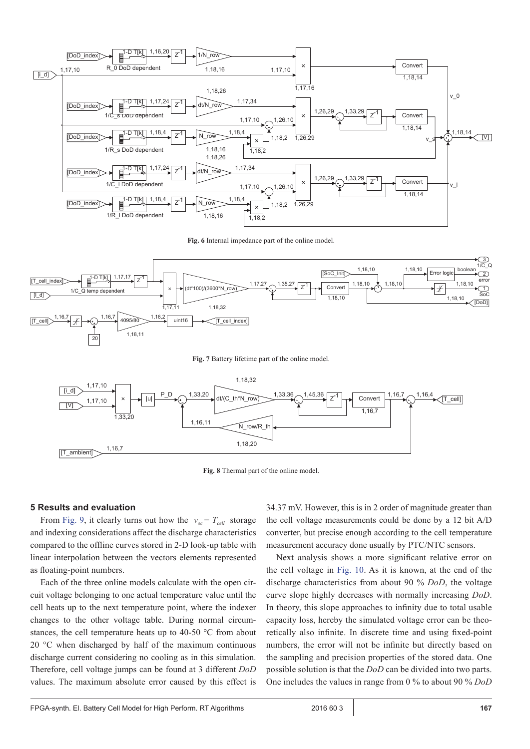**Fig. 6** Internal impedance part of the online model.

**Fig. 7** Battery lifetime part of the online model.

**Fig. 8** Thermal part of the online model.

## 5 Results and evaluation

From Fig. 9, it clearly turns out how the $v_{oc} - T_{cell}$ storage and indexing considerations affect the discharge characteristics compared to the offline curves stored in 2-D look-up table with linear interpolation between the vectors elements represented as floating-point numbers.

Each of the three online models calculate with the open circuit voltage belonging to one actual temperature value until the cell heats up to the next temperature point, where the indexer changes to the other voltage table. During normal circumstances, the cell temperature heats up to 40-50 °C from about 20 °C when discharged by half of the maximum continuous discharge current considering no cooling as in this simulation. Therefore, cell voltage jumps can be found at 3 different *DoD* values. The maximum absolute error caused by this effect is 34.37 mV. However, this is in 2 order of magnitude greater than the cell voltage measurements could be done by a 12 bit A/D converter, but precise enough according to the cell temperature measurement accuracy done usually by PTC/NTC sensors.

Next analysis shows a more significant relative error on the cell voltage in Fig. 10. As it is known, at the end of the discharge characteristics from about 90 % *DoD*, the voltage curve slope highly decreases with normally increasing *DoD*. In theory, this slope approaches to infinity due to total usable capacity loss, hereby the simulated voltage error can be theoretically also infinite. In discrete time and using fixed-point numbers, the error will not be infinite but directly based on the sampling and precision properties of the stored data. One possible solution is that the *DoD* can be divided into two parts. One includes the values in range from 0 % to about 90 % *DoD*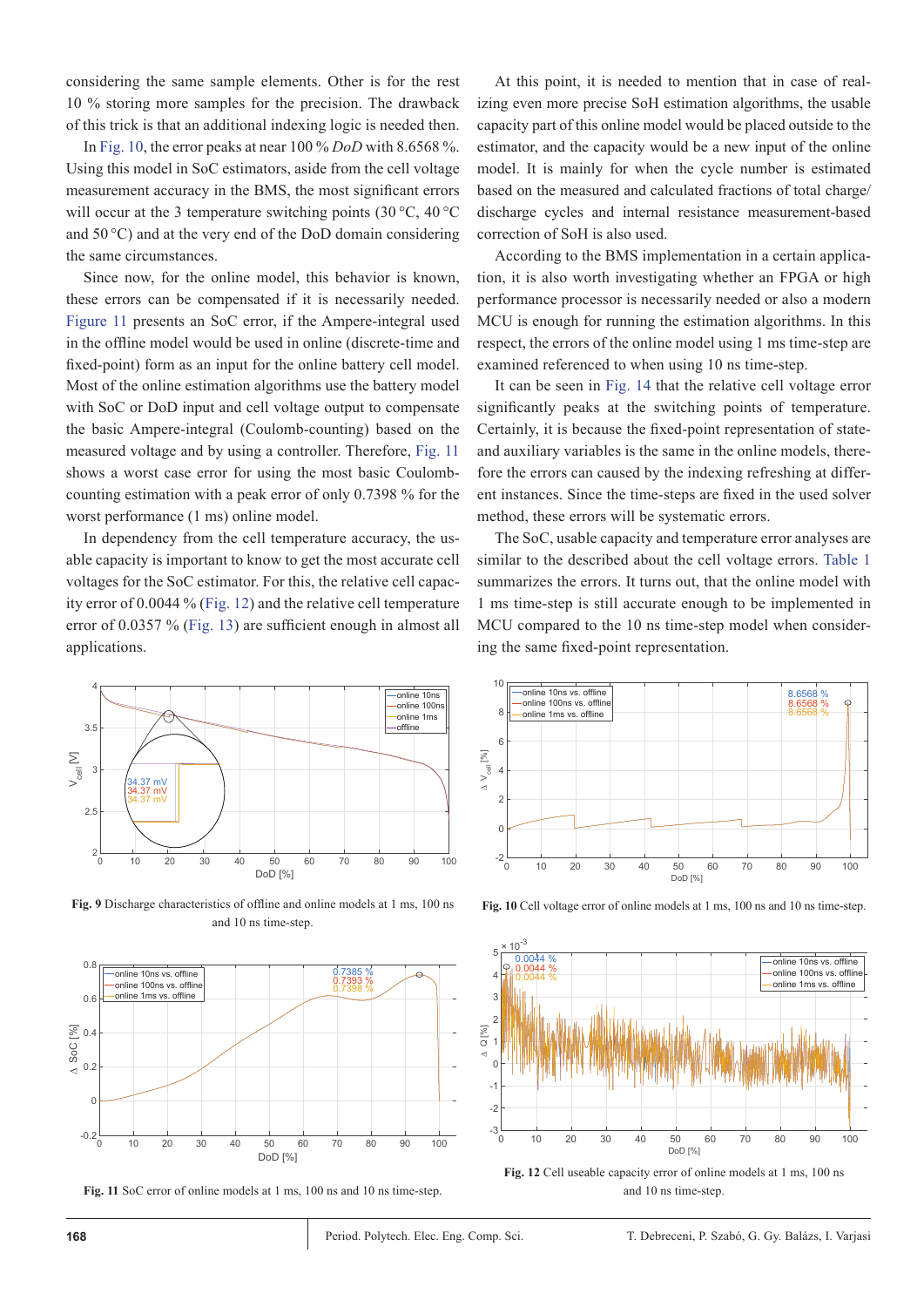considering the same sample elements. Other is for the rest 10 % storing more samples for the precision. The drawback of this trick is that an additional indexing logic is needed then.

In Fig. 10, the error peaks at near 100 % *DoD* with 8.6568 %. Using this model in SoC estimators, aside from the cell voltage measurement accuracy in the BMS, the most significant errors will occur at the 3 temperature switching points (30 °C, 40 °C and 50 °C) and at the very end of the DoD domain considering the same circumstances.

Since now, for the online model, this behavior is known, these errors can be compensated if it is necessarily needed. Figure 11 presents an SoC error, if the Ampere-integral used in the offline model would be used in online (discrete-time and fixed-point) form as an input for the online battery cell model. Most of the online estimation algorithms use the battery model with SoC or DoD input and cell voltage output to compensate the basic Ampere-integral (Coulomb-counting) based on the measured voltage and by using a controller. Therefore, Fig. 11 shows a worst case error for using the most basic Coulomb-counting estimation with a peak error of only 0.7398 % for the worst performance (1 ms) online model.

In dependency from the cell temperature accuracy, the usable capacity is important to know to get the most accurate cell voltages for the SoC estimator. For this, the relative cell capacity error of 0.0044 % (Fig. 12) and the relative cell temperature error of 0.0357 % (Fig. 13) are sufficient enough in almost all applications.

At this point, it is needed to mention that in case of realizing even more precise SoH estimation algorithms, the usable capacity part of this online model would be placed outside to the estimator, and the capacity would be a new input of the online model. It is mainly for when the cycle number is estimated based on the measured and calculated fractions of total charge/discharge cycles and internal resistance measurement-based correction of SoH is also used.

According to the BMS implementation in a certain application, it is also worth investigating whether an FPGA or high performance processor is necessarily needed or also a modern MCU is enough for running the estimation algorithms. In this respect, the errors of the online model using 1 ms time-step are examined referenced to when using 10 ns time-step.

It can be seen in Fig. 14 that the relative cell voltage error significantly peaks at the switching points of temperature. Certainly, it is because the fixed-point representation of state- and auxiliary variables is the same in the online models, therefore the errors can caused by the indexing refreshing at different instances. Since the time-steps are fixed in the used solver method, these errors will be systematic errors.

The SoC, usable capacity and temperature error analyses are similar to the described about the cell voltage errors. Table 1 summarizes the errors. It turns out, that the online model with 1 ms time-step is still accurate enough to be implemented in MCU compared to the 10 ns time-step model when considering the same fixed-point representation.

**Fig. 9** Discharge characteristics of offline and online models at 1 ms, 100 ns and 10 ns time-step.

**Fig. 10** Cell voltage error of online models at 1 ms, 100 ns and 10 ns time-step.

**Fig. 11** SoC error of online models at 1 ms, 100 ns and 10 ns time-step.

**Fig. 12** Cell useable capacity error of online models at 1 ms, 100 ns and 10 ns time-step.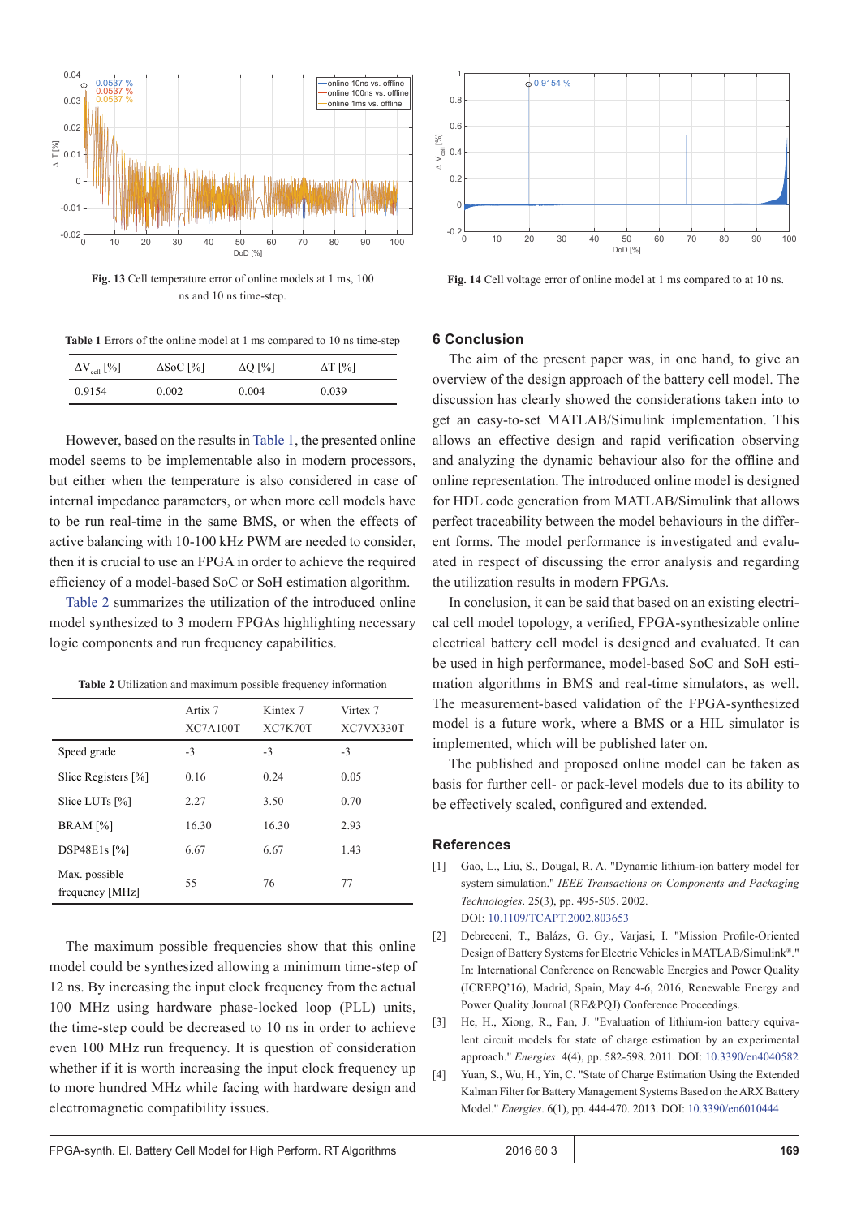0.04
0.03
0.02
0.01
0
-0.01
-0.02
Δ T [%]
0.0537 %
0.0537 %
0.0537 %
online 10ns vs. offline
online 100ns vs. offline
online 1ms vs. offline
0 10 20 30 40 50 60 70 80 90 100
DoD [%]

**Fig. 13** Cell temperature error of online models at 1 ms, 100 ns and 10 ns time-step.

1
0.8
0.6
0.4
0.2
0
-0.2
Δ $V_{cell}$ [%]
0.9154 %
0 10 20 30 40 50 60 70 80 90 100
DoD [%]

**Fig. 14** Cell voltage error of online model at 1 ms compared to at 10 ns.

**Table 1** Errors of the online model at 1 ms compared to 10 ns time-step

| $\Delta V_{cell}$ [%] | ΔSoC [%] | ΔQ [%] | ΔT [%] |
|---|---|---|---|
| 0.9154 | 0.002 | 0.004 | 0.039 |

However, based on the results in Table 1, the presented online model seems to be implementable also in modern processors, but either when the temperature is also considered in case of internal impedance parameters, or when more cell models have to be run real-time in the same BMS, or when the effects of active balancing with 10-100 kHz PWM are needed to consider, then it is crucial to use an FPGA in order to achieve the required efficiency of a model-based SoC or SoH estimation algorithm.

Table 2 summarizes the utilization of the introduced online model synthesized to 3 modern FPGAs highlighting necessary logic components and run frequency capabilities.

**Table 2** Utilization and maximum possible frequency information

| | Artix 7 XC7A100T | Kintex 7 XC7K70T | Virtex 7 XC7VX330T |
|---|---|---|---|
| Speed grade | -3 | -3 | -3 |
| Slice Registers [%] | 0.16 | 0.24 | 0.05 |
| Slice LUTs [%] | 2.27 | 3.50 | 0.70 |
| BRAM [%] | 16.30 | 16.30 | 2.93 |
| DSP48E1s [%] | 6.67 | 6.67 | 1.43 |
| Max. possible frequency [MHz] | 55 | 76 | 77 |

The maximum possible frequencies show that this online model could be synthesized allowing a minimum time-step of 12 ns. By increasing the input clock frequency from the actual 100 MHz using hardware phase-locked loop (PLL) units, the time-step could be decreased to 10 ns in order to achieve even 100 MHz run frequency. It is question of consideration whether if it is worth increasing the input clock frequency up to more hundred MHz while facing with hardware design and electromagnetic compatibility issues.

## 6 Conclusion

The aim of the present paper was, in one hand, to give an overview of the design approach of the battery cell model. The discussion has clearly showed the considerations taken into to get an easy-to-set MATLAB/Simulink implementation. This allows an effective design and rapid verification observing and analyzing the dynamic behaviour also for the offline and online representation. The introduced online model is designed for HDL code generation from MATLAB/Simulink that allows perfect traceability between the model behaviours in the different forms. The model performance is investigated and evaluated in respect of discussing the error analysis and regarding the utilization results in modern FPGAs.

In conclusion, it can be said that based on an existing electrical cell model topology, a verified, FPGA-synthesizable online electrical battery cell model is designed and evaluated. It can be used in high performance, model-based SoC and SoH estimation algorithms in BMS and real-time simulators, as well. The measurement-based validation of the FPGA-synthesized model is a future work, where a BMS or a HIL simulator is implemented, which will be published later on.

The published and proposed online model can be taken as basis for further cell- or pack-level models due to its ability to be effectively scaled, configured and extended.

## References

[1] Gao, L., Liu, S., Dougal, R. A. "Dynamic lithium-ion battery model for system simulation." *IEEE Transactions on Components and Packaging Technologies*. 25(3), pp. 495-505. 2002. DOI: 10.1109/TCAPT.2002.803653

[2] Debreceni, T., Balázs, G. Gy., Varjasi, I. "Mission Profile-Oriented Design of Battery Systems for Electric Vehicles in MATLAB/Simulink®." In: International Conference on Renewable Energies and Power Quality (ICREPQ'16), Madrid, Spain, May 4-6, 2016, Renewable Energy and Power Quality Journal (RE&PQJ) Conference Proceedings.

[3] He, H., Xiong, R., Fan, J. "Evaluation of lithium-ion battery equivalent circuit models for state of charge estimation by an experimental approach." *Energies*. 4(4), pp. 582-598. 2011. DOI: 10.3390/en4040582

[4] Yuan, S., Wu, H., Yin, C. "State of Charge Estimation Using the Extended Kalman Filter for Battery Management Systems Based on the ARX Battery Model." *Energies*. 6(1), pp. 444-470. 2013. DOI: 10.3390/en6010444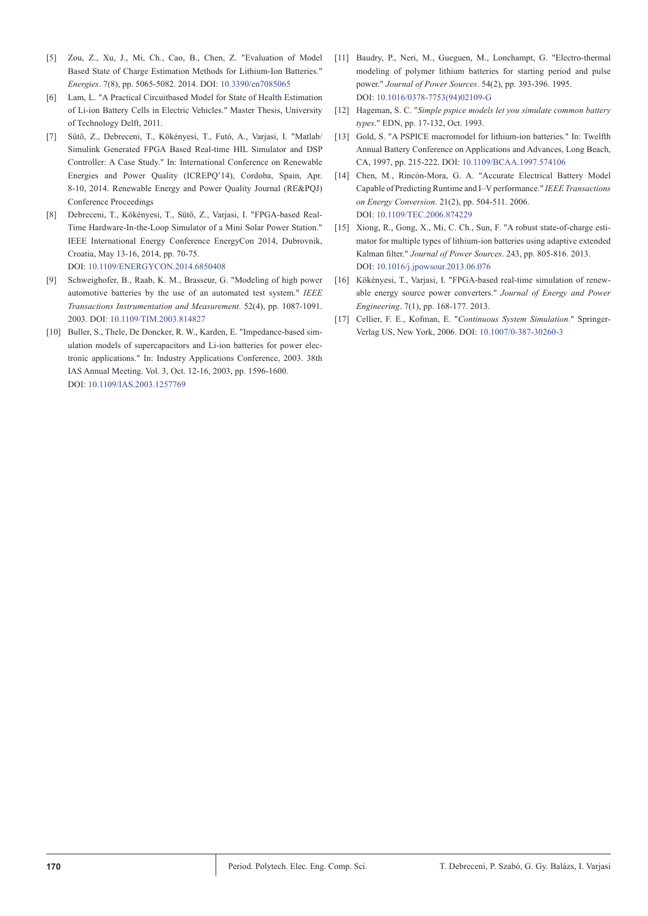[5] Zou, Z., Xu, J., Mi, Ch., Cao, B., Chen, Z. "Evaluation of Model Based State of Charge Estimation Methods for Lithium-Ion Batteries." *Energies*. 7(8), pp. 5065-5082. 2014. DOI: 10.3390/en7085065

[6] Lam, L. "A Practical Circuitbased Model for State of Health Estimation of Li-ion Battery Cells in Electric Vehicles." Master Thesis, University of Technology Delft, 2011.

[7] Sütő, Z., Debreceni, T., Kökényesi, T., Futó, A., Varjasi, I. "Matlab/Simulink Generated FPGA Based Real-time HIL Simulator and DSP Controller: A Case Study." In: International Conference on Renewable Energies and Power Quality (ICREPQ'14), Cordoba, Spain, Apr. 8-10, 2014. Renewable Energy and Power Quality Journal (RE&PQJ) Conference Proceedings

[8] Debreceni, T., Kökényesi, T., Sütő, Z., Varjasi, I. "FPGA-based Real-Time Hardware-In-the-Loop Simulator of a Mini Solar Power Station." IEEE International Energy Conference EnergyCon 2014, Dubrovnik, Croatia, May 13-16, 2014, pp. 70-75. DOI: 10.1109/ENERGYCON.2014.6850408

[9] Schweighofer, B., Raab, K. M., Brasseur, G. "Modeling of high power automotive batteries by the use of an automated test system." *IEEE Transactions Instrumentation and Measurement*. 52(4), pp. 1087-1091. 2003. DOI: 10.1109/TIM.2003.814827

[10] Buller, S., Thele, De Doncker, R. W., Karden, E. "Impedance-based simulation models of supercapacitors and Li-ion batteries for power electronic applications." In: Industry Applications Conference, 2003. 38th IAS Annual Meeting. Vol. 3, Oct. 12-16, 2003, pp. 1596-1600. DOI: 10.1109/IAS.2003.1257769

[11] Baudry, P., Neri, M., Gueguen, M., Lonchampt, G. "Electro-thermal modeling of polymer lithium batteries for starting period and pulse power." *Journal of Power Sources*. 54(2), pp. 393-396. 1995. DOI: 10.1016/0378-7753(94)02109-G

[12] Hageman, S. C. "*Simple pspice models let you simulate common battery types*." EDN, pp. 17-132, Oct. 1993.

[13] Gold, S. "A PSPICE macromodel for lithium-ion batteries." In: Twelfth Annual Battery Conference on Applications and Advances, Long Beach, CA, 1997, pp. 215-222. DOI: 10.1109/BCAA.1997.574106

[14] Chen, M., Rincón-Mora, G. A. "Accurate Electrical Battery Model Capable of Predicting Runtime and I–V performance." *IEEE Transactions on Energy Conversion*. 21(2), pp. 504-511. 2006. DOI: 10.1109/TEC.2006.874229

[15] Xiong, R., Gong, X., Mi, C. Ch., Sun, F. "A robust state-of-charge estimator for multiple types of lithium-ion batteries using adaptive extended Kalman filter." *Journal of Power Sources*. 243, pp. 805-816. 2013. DOI: 10.1016/j.jpowsour.2013.06.076

[16] Kökényesi, T., Varjasi, I. "FPGA-based real-time simulation of renewable energy source power converters." *Journal of Energy and Power Engineering*. 7(1), pp. 168-177. 2013.

[17] Cellier, F. E., Kofman, E. "*Continuous System Simulation*." Springer-Verlag US, New York, 2006. DOI: 10.1007/0-387-30260-3